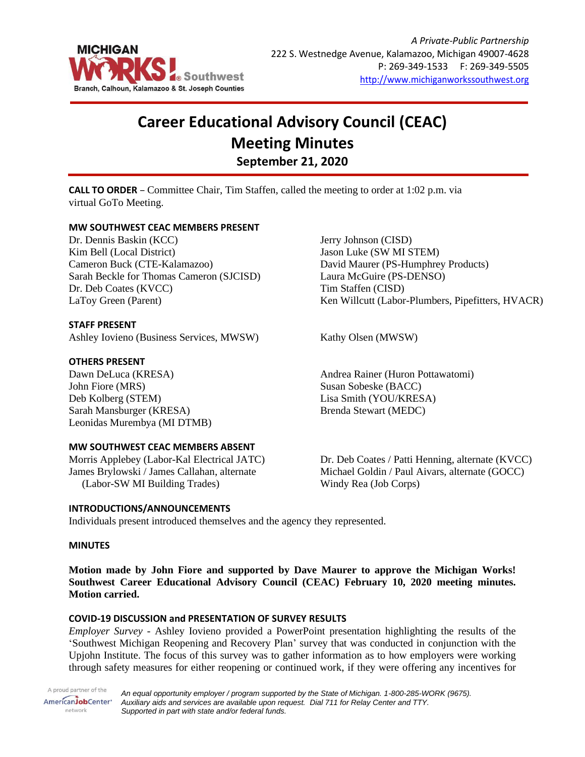*A Private-Public Partnership*
222 S. Westnedge Avenue, Kalamazoo, Michigan 49007-4628
P: 269-349-1533 F: 269-349-5505
http://www.michiganworkssouthwest.org

# Career Educational Advisory Council (CEAC) Meeting Minutes

## September 21, 2020

**CALL TO ORDER** – Committee Chair, Tim Staffen, called the meeting to order at 1:02 p.m. via virtual GoTo Meeting.

### MW SOUTHWEST CEAC MEMBERS PRESENT

Dr. Dennis Baskin (KCC)
Kim Bell (Local District)
Cameron Buck (CTE-Kalamazoo)
Sarah Beckle for Thomas Cameron (SJCISD)
Dr. Deb Coates (KVCC)
LaToy Green (Parent)
Jerry Johnson (CISD)
Jason Luke (SW MI STEM)
David Maurer (PS-Humphrey Products)
Laura McGuire (PS-DENSO)
Tim Staffen (CISD)
Ken Willcutt (Labor-Plumbers, Pipefitters, HVACR)

### STAFF PRESENT

Ashley Iovieno (Business Services, MWSW)
Kathy Olsen (MWSW)

### OTHERS PRESENT

Dawn DeLuca (KRESA)
John Fiore (MRS)
Deb Kolberg (STEM)
Sarah Mansburger (KRESA)
Leonidas Murembya (MI DTMB)
Andrea Rainer (Huron Pottawatomi)
Susan Sobeske (BACC)
Lisa Smith (YOU/KRESA)
Brenda Stewart (MEDC)

### MW SOUTHWEST CEAC MEMBERS ABSENT

Morris Applebey (Labor-Kal Electrical JATC)
James Brylowski / James Callahan, alternate (Labor-SW MI Building Trades)
Dr. Deb Coates / Patti Henning, alternate (KVCC)
Michael Goldin / Paul Aivars, alternate (GOCC)
Windy Rea (Job Corps)

### INTRODUCTIONS/ANNOUNCEMENTS

Individuals present introduced themselves and the agency they represented.

### MINUTES

**Motion made by John Fiore and supported by Dave Maurer to approve the Michigan Works! Southwest Career Educational Advisory Council (CEAC) February 10, 2020 meeting minutes. Motion carried.**

### COVID-19 DISCUSSION and PRESENTATION OF SURVEY RESULTS

*Employer Survey* - Ashley Iovieno provided a PowerPoint presentation highlighting the results of the 'Southwest Michigan Reopening and Recovery Plan' survey that was conducted in conjunction with the Upjohn Institute. The focus of this survey was to gather information as to how employers were working through safety measures for either reopening or continued work, if they were offering any incentives for

*An equal opportunity employer / program supported by the State of Michigan. 1-800-285-WORK (9675). Auxiliary aids and services are available upon request. Dial 711 for Relay Center and TTY. Supported in part with state and/or federal funds.*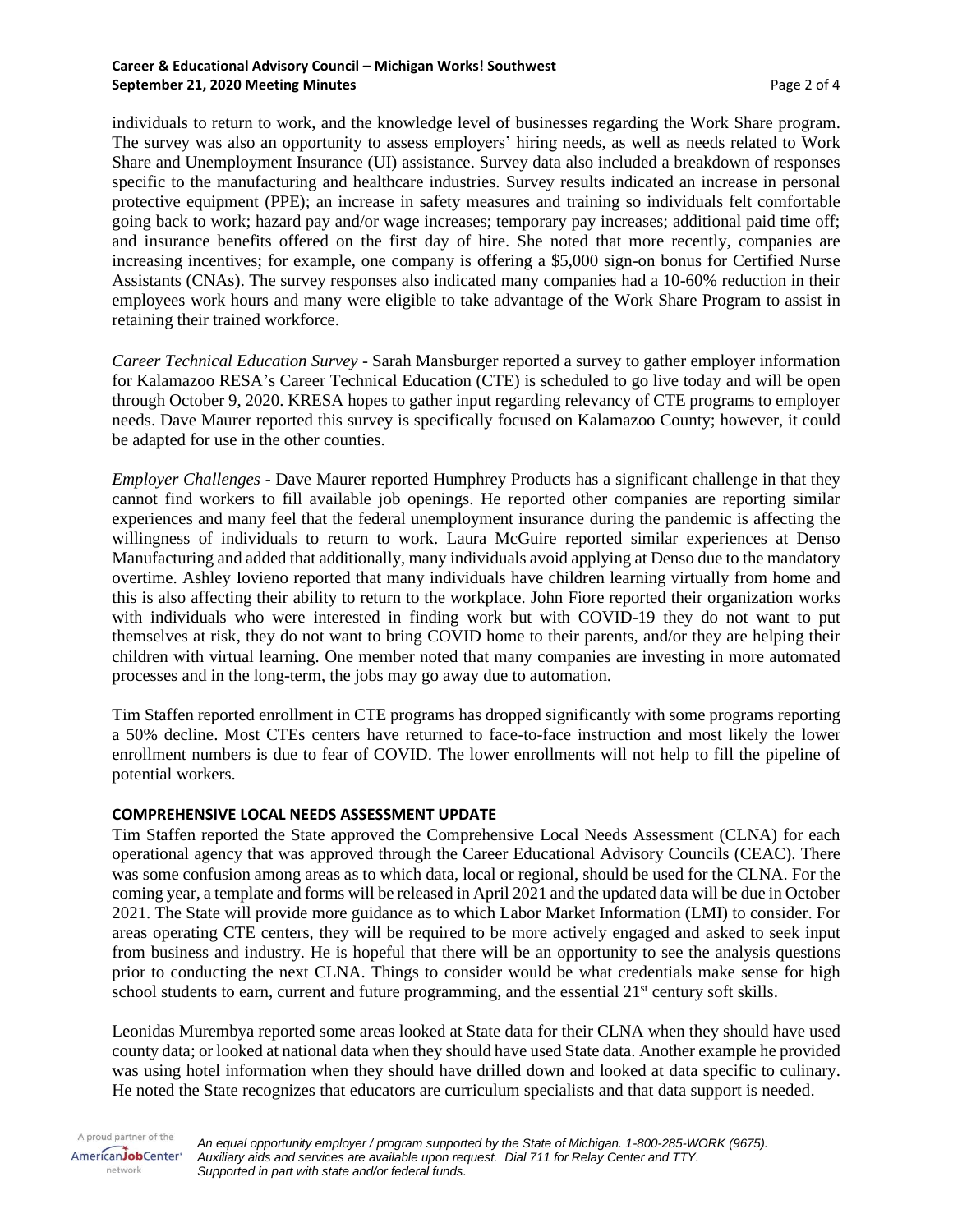individuals to return to work, and the knowledge level of businesses regarding the Work Share program. The survey was also an opportunity to assess employers' hiring needs, as well as needs related to Work Share and Unemployment Insurance (UI) assistance. Survey data also included a breakdown of responses specific to the manufacturing and healthcare industries. Survey results indicated an increase in personal protective equipment (PPE); an increase in safety measures and training so individuals felt comfortable going back to work; hazard pay and/or wage increases; temporary pay increases; additional paid time off; and insurance benefits offered on the first day of hire. She noted that more recently, companies are increasing incentives; for example, one company is offering a $5,000 sign-on bonus for Certified Nurse Assistants (CNAs). The survey responses also indicated many companies had a 10-60% reduction in their employees work hours and many were eligible to take advantage of the Work Share Program to assist in retaining their trained workforce.

*Career Technical Education Survey* - Sarah Mansburger reported a survey to gather employer information for Kalamazoo RESA's Career Technical Education (CTE) is scheduled to go live today and will be open through October 9, 2020. KRESA hopes to gather input regarding relevancy of CTE programs to employer needs. Dave Maurer reported this survey is specifically focused on Kalamazoo County; however, it could be adapted for use in the other counties.

*Employer Challenges* - Dave Maurer reported Humphrey Products has a significant challenge in that they cannot find workers to fill available job openings. He reported other companies are reporting similar experiences and many feel that the federal unemployment insurance during the pandemic is affecting the willingness of individuals to return to work. Laura McGuire reported similar experiences at Denso Manufacturing and added that additionally, many individuals avoid applying at Denso due to the mandatory overtime. Ashley Iovieno reported that many individuals have children learning virtually from home and this is also affecting their ability to return to the workplace. John Fiore reported their organization works with individuals who were interested in finding work but with COVID-19 they do not want to put themselves at risk, they do not want to bring COVID home to their parents, and/or they are helping their children with virtual learning. One member noted that many companies are investing in more automated processes and in the long-term, the jobs may go away due to automation.

Tim Staffen reported enrollment in CTE programs has dropped significantly with some programs reporting a 50% decline. Most CTEs centers have returned to face-to-face instruction and most likely the lower enrollment numbers is due to fear of COVID. The lower enrollments will not help to fill the pipeline of potential workers.

**COMPREHENSIVE LOCAL NEEDS ASSESSMENT UPDATE**

Tim Staffen reported the State approved the Comprehensive Local Needs Assessment (CLNA) for each operational agency that was approved through the Career Educational Advisory Councils (CEAC). There was some confusion among areas as to which data, local or regional, should be used for the CLNA. For the coming year, a template and forms will be released in April 2021 and the updated data will be due in October 2021. The State will provide more guidance as to which Labor Market Information (LMI) to consider. For areas operating CTE centers, they will be required to be more actively engaged and asked to seek input from business and industry. He is hopeful that there will be an opportunity to see the analysis questions prior to conducting the next CLNA. Things to consider would be what credentials make sense for high school students to earn, current and future programming, and the essential 21st century soft skills.

Leonidas Murembya reported some areas looked at State data for their CLNA when they should have used county data; or looked at national data when they should have used State data. Another example he provided was using hotel information when they should have drilled down and looked at data specific to culinary. He noted the State recognizes that educators are curriculum specialists and that data support is needed.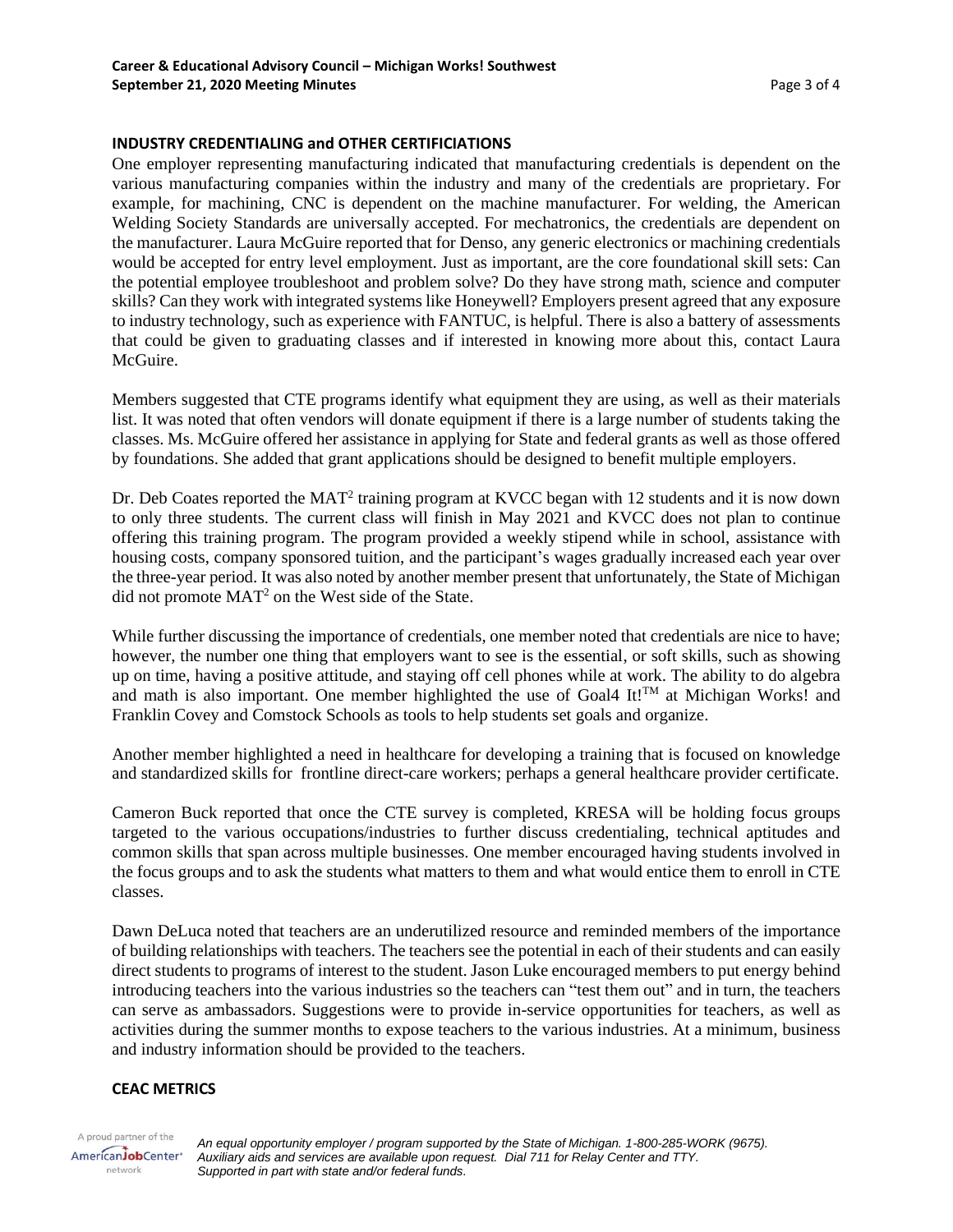**INDUSTRY CREDENTIALING and OTHER CERTIFICIATIONS**

One employer representing manufacturing indicated that manufacturing credentials is dependent on the various manufacturing companies within the industry and many of the credentials are proprietary. For example, for machining, CNC is dependent on the machine manufacturer. For welding, the American Welding Society Standards are universally accepted. For mechatronics, the credentials are dependent on the manufacturer. Laura McGuire reported that for Denso, any generic electronics or machining credentials would be accepted for entry level employment. Just as important, are the core foundational skill sets: Can the potential employee troubleshoot and problem solve? Do they have strong math, science and computer skills? Can they work with integrated systems like Honeywell? Employers present agreed that any exposure to industry technology, such as experience with FANTUC, is helpful. There is also a battery of assessments that could be given to graduating classes and if interested in knowing more about this, contact Laura McGuire.

Members suggested that CTE programs identify what equipment they are using, as well as their materials list. It was noted that often vendors will donate equipment if there is a large number of students taking the classes. Ms. McGuire offered her assistance in applying for State and federal grants as well as those offered by foundations. She added that grant applications should be designed to benefit multiple employers.

Dr. Deb Coates reported the MAT$^2$ training program at KVCC began with 12 students and it is now down to only three students. The current class will finish in May 2021 and KVCC does not plan to continue offering this training program. The program provided a weekly stipend while in school, assistance with housing costs, company sponsored tuition, and the participant's wages gradually increased each year over the three-year period. It was also noted by another member present that unfortunately, the State of Michigan did not promote MAT$^2$ on the West side of the State.

While further discussing the importance of credentials, one member noted that credentials are nice to have; however, the number one thing that employers want to see is the essential, or soft skills, such as showing up on time, having a positive attitude, and staying off cell phones while at work. The ability to do algebra and math is also important. One member highlighted the use of Goal4 It!™ at Michigan Works! and Franklin Covey and Comstock Schools as tools to help students set goals and organize.

Another member highlighted a need in healthcare for developing a training that is focused on knowledge and standardized skills for frontline direct-care workers; perhaps a general healthcare provider certificate.

Cameron Buck reported that once the CTE survey is completed, KRESA will be holding focus groups targeted to the various occupations/industries to further discuss credentialing, technical aptitudes and common skills that span across multiple businesses. One member encouraged having students involved in the focus groups and to ask the students what matters to them and what would entice them to enroll in CTE classes.

Dawn DeLuca noted that teachers are an underutilized resource and reminded members of the importance of building relationships with teachers. The teachers see the potential in each of their students and can easily direct students to programs of interest to the student. Jason Luke encouraged members to put energy behind introducing teachers into the various industries so the teachers can "test them out" and in turn, the teachers can serve as ambassadors. Suggestions were to provide in-service opportunities for teachers, as well as activities during the summer months to expose teachers to the various industries. At a minimum, business and industry information should be provided to the teachers.

**CEAC METRICS**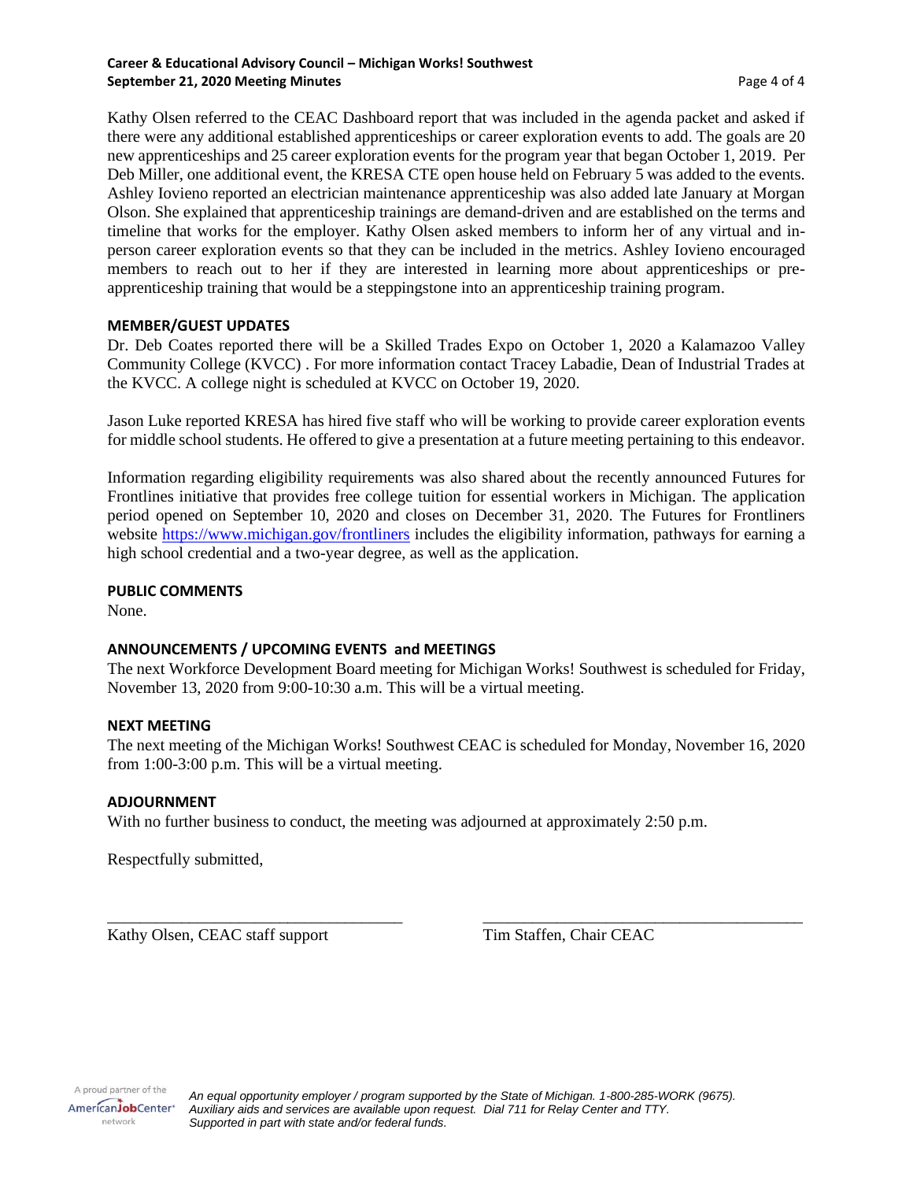Kathy Olsen referred to the CEAC Dashboard report that was included in the agenda packet and asked if there were any additional established apprenticeships or career exploration events to add. The goals are 20 new apprenticeships and 25 career exploration events for the program year that began October 1, 2019. Per Deb Miller, one additional event, the KRESA CTE open house held on February 5 was added to the events. Ashley Iovieno reported an electrician maintenance apprenticeship was also added late January at Morgan Olson. She explained that apprenticeship trainings are demand-driven and are established on the terms and timeline that works for the employer. Kathy Olsen asked members to inform her of any virtual and in-person career exploration events so that they can be included in the metrics. Ashley Iovieno encouraged members to reach out to her if they are interested in learning more about apprenticeships or pre-apprenticeship training that would be a steppingstone into an apprenticeship training program.

**MEMBER/GUEST UPDATES**

Dr. Deb Coates reported there will be a Skilled Trades Expo on October 1, 2020 a Kalamazoo Valley Community College (KVCC) . For more information contact Tracey Labadie, Dean of Industrial Trades at the KVCC. A college night is scheduled at KVCC on October 19, 2020.

Jason Luke reported KRESA has hired five staff who will be working to provide career exploration events for middle school students. He offered to give a presentation at a future meeting pertaining to this endeavor.

Information regarding eligibility requirements was also shared about the recently announced Futures for Frontlines initiative that provides free college tuition for essential workers in Michigan. The application period opened on September 10, 2020 and closes on December 31, 2020. The Futures for Frontliners website https://www.michigan.gov/frontliners includes the eligibility information, pathways for earning a high school credential and a two-year degree, as well as the application.

**PUBLIC COMMENTS**

None.

**ANNOUNCEMENTS / UPCOMING EVENTS and MEETINGS**

The next Workforce Development Board meeting for Michigan Works! Southwest is scheduled for Friday, November 13, 2020 from 9:00-10:30 a.m. This will be a virtual meeting.

**NEXT MEETING**

The next meeting of the Michigan Works! Southwest CEAC is scheduled for Monday, November 16, 2020 from 1:00-3:00 p.m. This will be a virtual meeting.

**ADJOURNMENT**

With no further business to conduct, the meeting was adjourned at approximately 2:50 p.m.

Respectfully submitted,

\_\_\_\_\_\_\_\_\_\_\_\_\_\_\_\_\_\_\_\_\_\_\_\_\_\_\_\_\_\_\_\_\_\_\_\_ \_\_\_\_\_\_\_\_\_\_\_\_\_\_\_\_\_\_\_\_\_\_\_\_\_\_\_\_\_\_\_\_\_\_\_\_\_\_\_

Kathy Olsen, CEAC staff support Tim Staffen, Chair CEAC

A proud partner of the AmericanJobCenter network

*An equal opportunity employer / program supported by the State of Michigan. 1-800-285-WORK (9675). Auxiliary aids and services are available upon request. Dial 711 for Relay Center and TTY. Supported in part with state and/or federal funds.*